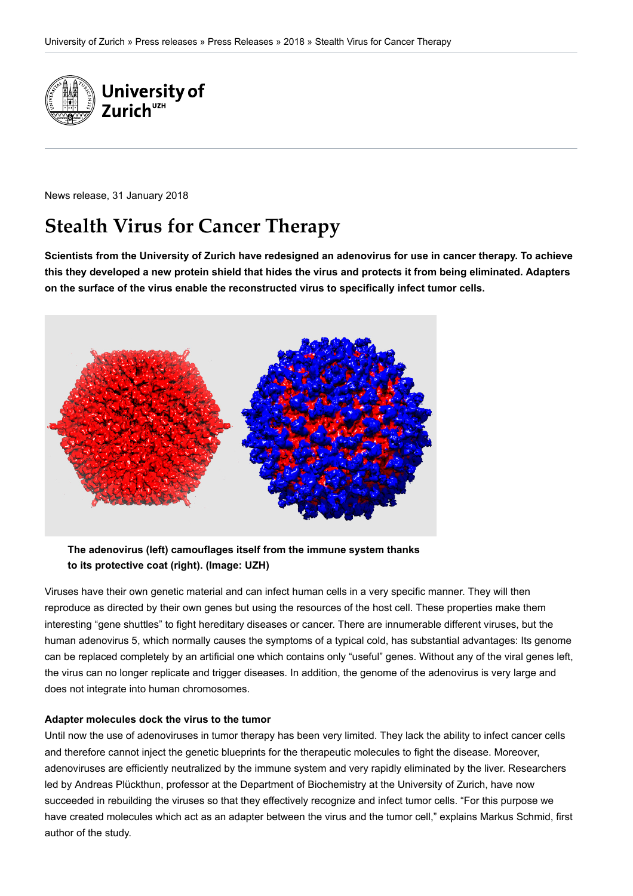University of Zurich » Press releases » Press Releases » 2018 » Stealth Virus for Cancer Therapy

News release, 31 January 2018

# Stealth Virus for Cancer Therapy

**Scientists from the University of Zurich have redesigned an adenovirus for use in cancer therapy. To achieve this they developed a new protein shield that hides the virus and protects it from being eliminated. Adapters on the surface of the virus enable the reconstructed virus to specifically infect tumor cells.**

**The adenovirus (left) camouflages itself from the immune system thanks to its protective coat (right). (Image: UZH)**

Viruses have their own genetic material and can infect human cells in a very specific manner. They will then reproduce as directed by their own genes but using the resources of the host cell. These properties make them interesting "gene shuttles" to fight hereditary diseases or cancer. There are innumerable different viruses, but the human adenovirus 5, which normally causes the symptoms of a typical cold, has substantial advantages: Its genome can be replaced completely by an artificial one which contains only "useful" genes. Without any of the viral genes left, the virus can no longer replicate and trigger diseases. In addition, the genome of the adenovirus is very large and does not integrate into human chromosomes.

**Adapter molecules dock the virus to the tumor**

Until now the use of adenoviruses in tumor therapy has been very limited. They lack the ability to infect cancer cells and therefore cannot inject the genetic blueprints for the therapeutic molecules to fight the disease. Moreover, adenoviruses are efficiently neutralized by the immune system and very rapidly eliminated by the liver. Researchers led by Andreas Plückthun, professor at the Department of Biochemistry at the University of Zurich, have now succeeded in rebuilding the viruses so that they effectively recognize and infect tumor cells. "For this purpose we have created molecules which act as an adapter between the virus and the tumor cell," explains Markus Schmid, first author of the study.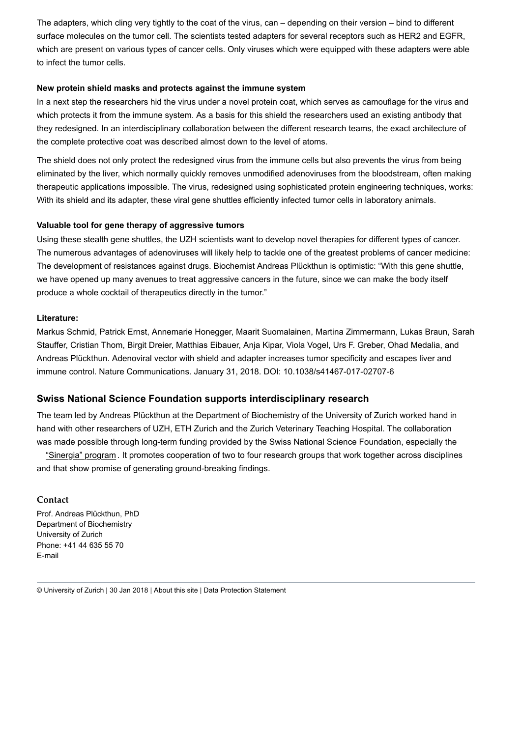The adapters, which cling very tightly to the coat of the virus, can – depending on their version – bind to different surface molecules on the tumor cell. The scientists tested adapters for several receptors such as HER2 and EGFR, which are present on various types of cancer cells. Only viruses which were equipped with these adapters were able to infect the tumor cells.

**New protein shield masks and protects against the immune system**

In a next step the researchers hid the virus under a novel protein coat, which serves as camouflage for the virus and which protects it from the immune system. As a basis for this shield the researchers used an existing antibody that they redesigned. In an interdisciplinary collaboration between the different research teams, the exact architecture of the complete protective coat was described almost down to the level of atoms.

The shield does not only protect the redesigned virus from the immune cells but also prevents the virus from being eliminated by the liver, which normally quickly removes unmodified adenoviruses from the bloodstream, often making therapeutic applications impossible. The virus, redesigned using sophisticated protein engineering techniques, works: With its shield and its adapter, these viral gene shuttles efficiently infected tumor cells in laboratory animals.

**Valuable tool for gene therapy of aggressive tumors**

Using these stealth gene shuttles, the UZH scientists want to develop novel therapies for different types of cancer. The numerous advantages of adenoviruses will likely help to tackle one of the greatest problems of cancer medicine: The development of resistances against drugs. Biochemist Andreas Plückthun is optimistic: "With this gene shuttle, we have opened up many avenues to treat aggressive cancers in the future, since we can make the body itself produce a whole cocktail of therapeutics directly in the tumor."

**Literature:**

Markus Schmid, Patrick Ernst, Annemarie Honegger, Maarit Suomalainen, Martina Zimmermann, Lukas Braun, Sarah Stauffer, Cristian Thom, Birgit Dreier, Matthias Eibauer, Anja Kipar, Viola Vogel, Urs F. Greber, Ohad Medalia, and Andreas Plückthun. Adenoviral vector with shield and adapter increases tumor specificity and escapes liver and immune control. Nature Communications. January 31, 2018. DOI: 10.1038/s41467-017-02707-6

## Swiss National Science Foundation supports interdisciplinary research

The team led by Andreas Plückthun at the Department of Biochemistry of the University of Zurich worked hand in hand with other researchers of UZH, ETH Zurich and the Zurich Veterinary Teaching Hospital. The collaboration was made possible through long-term funding provided by the Swiss National Science Foundation, especially the "Sinergia" program. It promotes cooperation of two to four research groups that work together across disciplines and that show promise of generating ground-breaking findings.

### Contact

Prof. Andreas Plückthun, PhD
Department of Biochemistry
University of Zurich
Phone: +41 44 635 55 70
E-mail

© University of Zurich | 30 Jan 2018 | About this site | Data Protection Statement